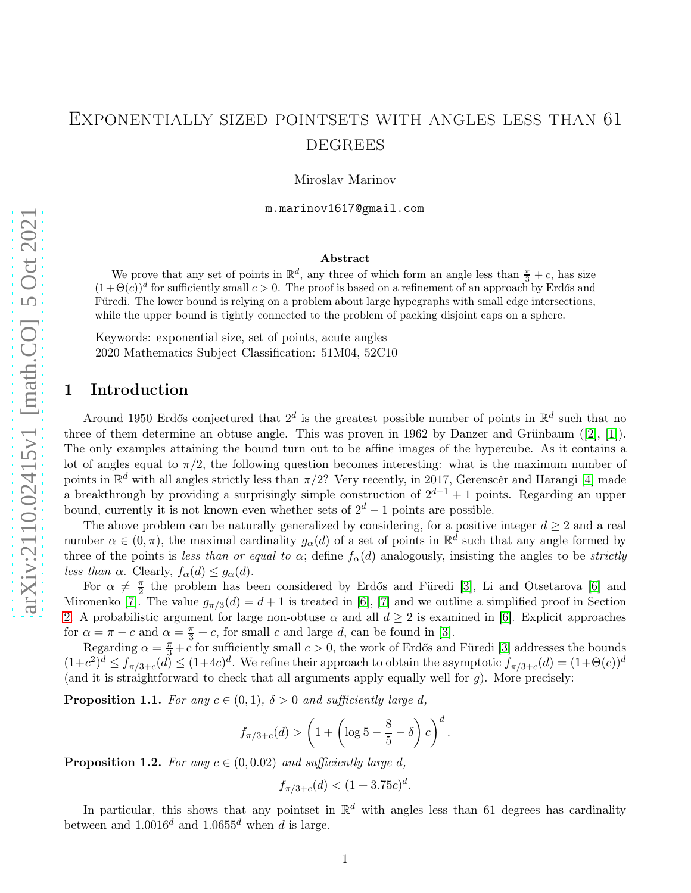# Exponentially sized pointsets with angles less than 61 degrees

Miroslav Marinov

m.marinov1617@gmail.com

### Abstract

We prove that any set of points in $\mathbb{R}^d$, any three of which form an angle less than $\frac{\pi}{3} + c$, has size $(1+\Theta(c))^d$ for sufficiently small $c > 0$. The proof is based on a refinement of an approach by Erdős and Füredi. The lower bound is relying on a problem about large hypegraphs with small edge intersections, while the upper bound is tightly connected to the problem of packing disjoint caps on a sphere.

Keywords: exponential size, set of points, acute angles
2020 Mathematics Subject Classification: 51M04, 52C10

## 1 Introduction

Around 1950 Erdős conjectured that $2^d$ is the greatest possible number of points in $\mathbb{R}^d$ such that no three of them determine an obtuse angle. This was proven in 1962 by Danzer and Grünbaum ([2], [1]). The only examples attaining the bound turn out to be affine images of the hypercube. As it contains a lot of angles equal to $\pi/2$, the following question becomes interesting: what is the maximum number of points in $\mathbb{R}^d$ with all angles strictly less than $\pi/2$? Very recently, in 2017, Gerencsér and Harangi [4] made a breakthrough by providing a surprisingly simple construction of $2^{d-1}+1$ points. Regarding an upper bound, currently it is not known even whether sets of $2^d - 1$ points are possible.

The above problem can be naturally generalized by considering, for a positive integer $d \geq 2$ and a real number $\alpha \in (0, \pi)$, the maximal cardinality $g_\alpha(d)$ of a set of points in $\mathbb{R}^d$ such that any angle formed by three of the points is *less than or equal to* $\alpha$; define $f_\alpha(d)$ analogously, insisting the angles to be *strictly less than* $\alpha$. Clearly, $f_\alpha(d) \leq g_\alpha(d)$.

For $\alpha \neq \frac{\pi}{2}$ the problem has been considered by Erdős and Füredi [3], Li and Otsetarova [6] and Mironenko [7]. The value $g_{\pi/3}(d) = d+1$ is treated in [6], [7] and we outline a simplified proof in Section 2. A probabilistic argument for large non-obtuse $\alpha$ and all $d \geq 2$ is examined in [6]. Explicit approaches for $\alpha = \pi - c$ and $\alpha = \frac{\pi}{3} + c$, for small $c$ and large $d$, can be found in [3].

Regarding $\alpha = \frac{\pi}{3} + c$ for sufficiently small $c > 0$, the work of Erdős and Füredi [3] addresses the bounds $(1+c^2)^d \leq f_{\pi/3+c}(d) \leq (1+4c)^d$. We refine their approach to obtain the asymptotic $f_{\pi/3+c}(d) = (1+\Theta(c))^d$ (and it is straightforward to check that all arguments apply equally well for $g$). More precisely:

**Proposition 1.1.** *For any $c \in (0,1)$, $\delta > 0$ and sufficiently large $d$,*

$$f_{\pi/3+c}(d) > \left(1 + \left(\log 5 - \frac{8}{5} - \delta\right) c\right)^d.$$

**Proposition 1.2.** *For any $c \in (0, 0.02)$ and sufficiently large $d$,*

$$f_{\pi/3+c}(d) < (1 + 3.75c)^d.$$

In particular, this shows that any pointset in $\mathbb{R}^d$ with angles less than 61 degrees has cardinality between and $1.0016^d$ and $1.0655^d$ when $d$ is large.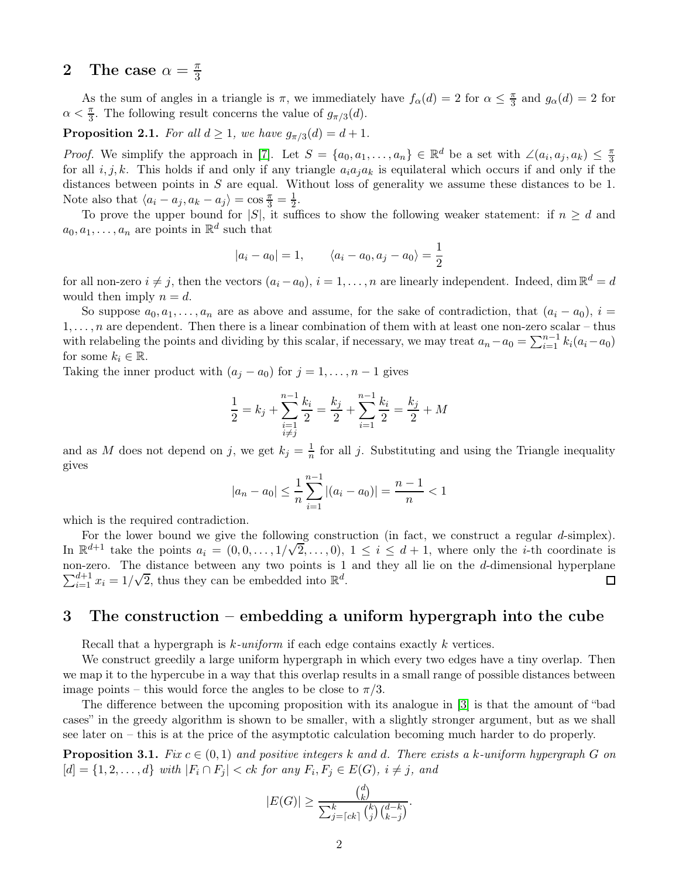## 2 The case $\alpha = \frac{\pi}{3}$

As the sum of angles in a triangle is $\pi$, we immediately have $f_\alpha(d) = 2$ for $\alpha \leq \frac{\pi}{3}$ and $g_\alpha(d) = 2$ for $\alpha < \frac{\pi}{3}$. The following result concerns the value of $g_{\pi/3}(d)$.

**Proposition 2.1.** *For all $d \geq 1$, we have $g_{\pi/3}(d) = d + 1$.*

*Proof.* We simplify the approach in [7]. Let $S = \{a_0, a_1, \ldots, a_n\} \in \mathbb{R}^d$ be a set with $\angle(a_i, a_j, a_k) \leq \frac{\pi}{3}$ for all $i, j, k$. This holds if and only if any triangle $a_i a_j a_k$ is equilateral which occurs if and only if the distances between points in $S$ are equal. Without loss of generality we assume these distances to be 1. Note also that $\langle a_i - a_j, a_k - a_j \rangle = \cos \frac{\pi}{3} = \frac{1}{2}$.

To prove the upper bound for $|S|$, it suffices to show the following weaker statement: if $n \geq d$ and $a_0, a_1, \ldots, a_n$ are points in $\mathbb{R}^d$ such that

$$|a_i - a_0| = 1, \qquad \langle a_i - a_0, a_j - a_0 \rangle = \frac{1}{2}$$

for all non-zero $i \neq j$, then the vectors $(a_i - a_0)$, $i = 1, \ldots, n$ are linearly independent. Indeed, $\dim \mathbb{R}^d = d$ would then imply $n = d$.

So suppose $a_0, a_1, \ldots, a_n$ are as above and assume, for the sake of contradiction, that $(a_i - a_0)$, $i = 1, \ldots, n$ are dependent. Then there is a linear combination of them with at least one non-zero scalar – thus with relabeling the points and dividing by this scalar, if necessary, we may treat $a_n - a_0 = \sum_{i=1}^{n-1} k_i (a_i - a_0)$ for some $k_i \in \mathbb{R}$.

Taking the inner product with $(a_j - a_0)$ for $j = 1, \ldots, n-1$ gives

$$\frac{1}{2} = k_j + \sum_{\substack{i=1 \\ i \neq j}}^{n-1} \frac{k_i}{2} = \frac{k_j}{2} + \sum_{i=1}^{n-1} \frac{k_i}{2} = \frac{k_j}{2} + M$$

and as $M$ does not depend on $j$, we get $k_j = \frac{1}{n}$ for all $j$. Substituting and using the Triangle inequality gives

$$|a_n - a_0| \leq \frac{1}{n} \sum_{i=1}^{n-1} |(a_i - a_0)| = \frac{n-1}{n} < 1$$

which is the required contradiction.

For the lower bound we give the following construction (in fact, we construct a regular $d$-simplex). In $\mathbb{R}^{d+1}$ take the points $a_i = (0, 0, \ldots, 1/\sqrt{2}, \ldots, 0)$, $1 \leq i \leq d+1$, where only the $i$-th coordinate is non-zero. The distance between any two points is 1 and they all lie on the $d$-dimensional hyperplane $\sum_{i=1}^{d+1} x_i = 1/\sqrt{2}$, thus they can be embedded into $\mathbb{R}^d$. □

## 3 The construction – embedding a uniform hypergraph into the cube

Recall that a hypergraph is *$k$-uniform* if each edge contains exactly $k$ vertices.

We construct greedily a large uniform hypergraph in which every two edges have a tiny overlap. Then we map it to the hypercube in a way that this overlap results in a small range of possible distances between image points – this would force the angles to be close to $\pi/3$.

The difference between the upcoming proposition with its analogue in [3] is that the amount of "bad cases" in the greedy algorithm is shown to be smaller, with a slightly stronger argument, but as we shall see later on – this is at the price of the asymptotic calculation becoming much harder to do properly.

**Proposition 3.1.** *Fix $c \in (0, 1)$ and positive integers $k$ and $d$. There exists a $k$-uniform hypergraph $G$ on $[d] = \{1, 2, \ldots, d\}$ with $|F_i \cap F_j| < ck$ for any $F_i, F_j \in E(G)$, $i \neq j$, and*

$$|E(G)| \geq \frac{\binom{d}{k}}{\sum_{j=\lceil ck \rceil}^{k} \binom{k}{j} \binom{d-k}{k-j}}.$$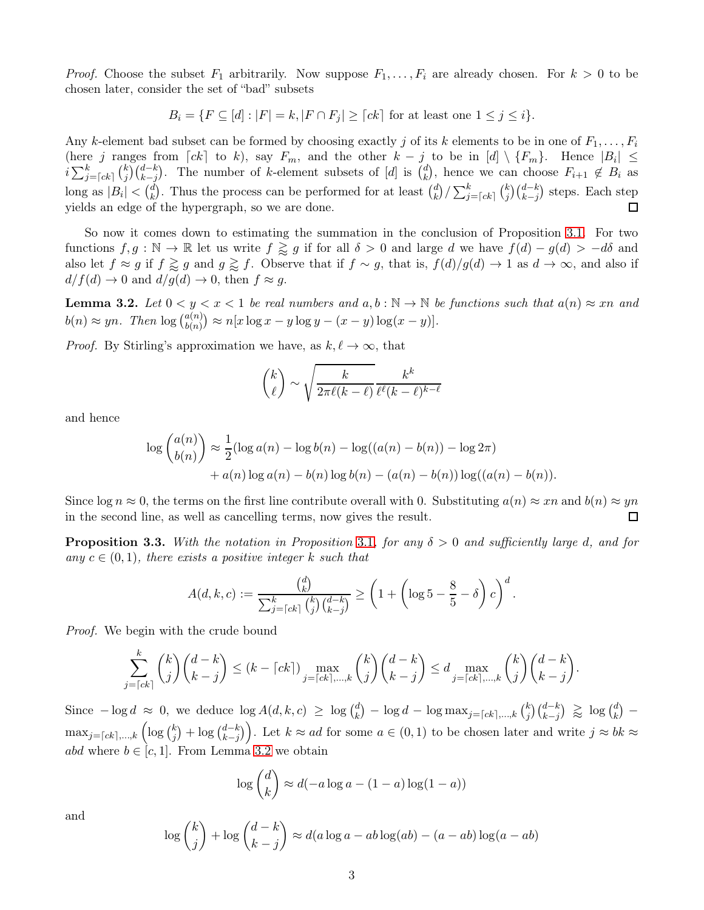*Proof.* Choose the subset $F_1$ arbitrarily. Now suppose $F_1, \dots, F_i$ are already chosen. For $k > 0$ to be chosen later, consider the set of "bad" subsets

$$B_i = \{F \subseteq [d] : |F| = k, |F \cap F_j| \geq \lceil ck \rceil \text{ for at least one } 1 \leq j \leq i\}.$$

Any $k$-element bad subset can be formed by choosing exactly $j$ of its $k$ elements to be in one of $F_1, \dots, F_i$ (here $j$ ranges from $\lceil ck \rceil$ to $k$), say $F_m$, and the other $k - j$ to be in $[d] \setminus \{F_m\}$. Hence $|B_i| \leq i \sum_{j=\lceil ck \rceil}^{k} \binom{k}{j}\binom{d-k}{k-j}$. The number of $k$-element subsets of $[d]$ is $\binom{d}{k}$, hence we can choose $F_{i+1} \notin B_i$ as long as $|B_i| < \binom{d}{k}$. Thus the process can be performed for at least $\binom{d}{k} / \sum_{j=\lceil ck \rceil}^{k} \binom{k}{j}\binom{d-k}{k-j}$ steps. Each step yields an edge of the hypergraph, so we are done. $\square$

So now it comes down to estimating the summation in the conclusion of Proposition 3.1. For two functions $f, g : \mathbb{N} \to \mathbb{R}$ let us write $f \gtrapprox g$ if for all $\delta > 0$ and large $d$ we have $f(d) - g(d) > -d\delta$ and also let $f \approx g$ if $f \gtrapprox g$ and $g \gtrapprox f$. Observe that if $f \sim g$, that is, $f(d)/g(d) \to 1$ as $d \to \infty$, and also if $d/f(d) \to 0$ and $d/g(d) \to 0$, then $f \approx g$.

**Lemma 3.2.** *Let $0 < y < x < 1$ be real numbers and $a, b : \mathbb{N} \to \mathbb{N}$ be functions such that $a(n) \approx xn$ and $b(n) \approx yn$. Then $\log \binom{a(n)}{b(n)} \approx n[x \log x - y \log y - (x-y)\log(x-y)]$.*

*Proof.* By Stirling's approximation we have, as $k, \ell \to \infty$, that

$$\binom{k}{\ell} \sim \sqrt{\frac{k}{2\pi\ell(k-\ell)}} \frac{k^k}{\ell^\ell (k-\ell)^{k-\ell}}$$

and hence

$$\log \binom{a(n)}{b(n)} \approx \frac{1}{2}(\log a(n) - \log b(n) - \log((a(n) - b(n)) - \log 2\pi)$$
$$+ a(n)\log a(n) - b(n)\log b(n) - (a(n) - b(n))\log((a(n) - b(n)).$$

Since $\log n \approx 0$, the terms on the first line contribute overall with 0. Substituting $a(n) \approx xn$ and $b(n) \approx yn$ in the second line, as well as cancelling terms, now gives the result. $\square$

**Proposition 3.3.** *With the notation in Proposition 3.1, for any $\delta > 0$ and sufficiently large $d$, and for any $c \in (0,1)$, there exists a positive integer $k$ such that*

$$A(d,k,c) := \frac{\binom{d}{k}}{\sum_{j=\lceil ck \rceil}^{k} \binom{k}{j}\binom{d-k}{k-j}} \geq \left(1 + \left(\log 5 - \frac{8}{5} - \delta\right) c\right)^d.$$

*Proof.* We begin with the crude bound

$$\sum_{j=\lceil ck \rceil}^{k} \binom{k}{j}\binom{d-k}{k-j} \leq (k - \lceil ck \rceil) \max_{j=\lceil ck \rceil, \dots, k} \binom{k}{j}\binom{d-k}{k-j} \leq d \max_{j=\lceil ck \rceil, \dots, k} \binom{k}{j}\binom{d-k}{k-j}.$$

Since $-\log d \approx 0$, we deduce $\log A(d,k,c) \geq \log \binom{d}{k} - \log d - \log \max_{j=\lceil ck \rceil, \dots, k} \binom{k}{j}\binom{d-k}{k-j} \gtrapprox \log \binom{d}{k} - \max_{j=\lceil ck \rceil, \dots, k} \left(\log \binom{k}{j} + \log \binom{d-k}{k-j}\right)$. Let $k \approx ad$ for some $a \in (0,1)$ to be chosen later and write $j \approx bk \approx abd$ where $b \in [c, 1]$. From Lemma 3.2 we obtain

$$\log \binom{d}{k} \approx d(-a \log a - (1-a)\log(1-a))$$

and

$$\log \binom{k}{j} + \log \binom{d-k}{k-j} \approx d(a \log a - ab \log(ab) - (a - ab)\log(a - ab)$$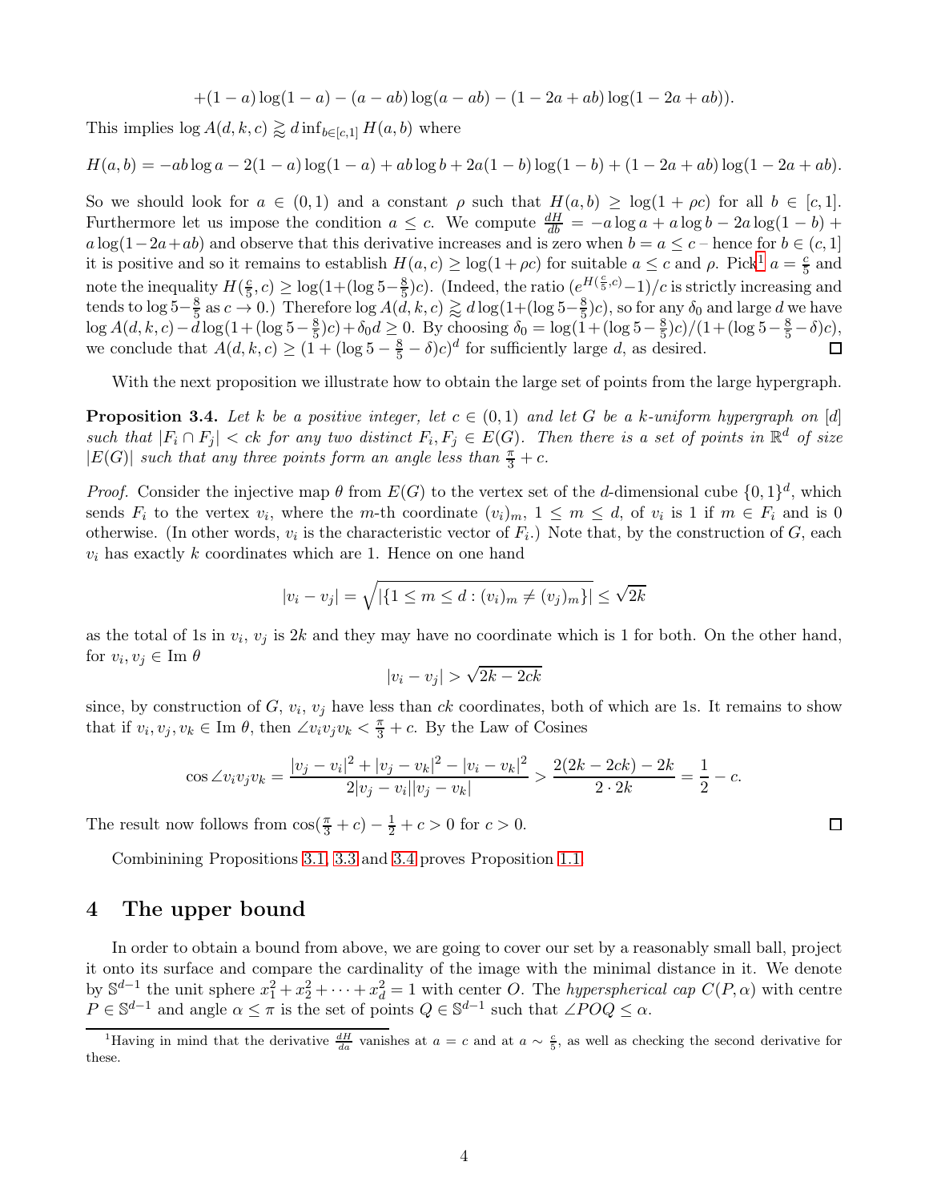$$+(1-a)\log(1-a) - (a-ab)\log(a-ab) - (1-2a+ab)\log(1-2a+ab)).$$

This implies $\log A(d,k,c) \gtrapprox d \inf_{b\in[c,1]} H(a,b)$ where

$$H(a,b) = -ab\log a - 2(1-a)\log(1-a) + ab\log b + 2a(1-b)\log(1-b) + (1-2a+ab)\log(1-2a+ab).$$

So we should look for $a \in (0,1)$ and a constant $\rho$ such that $H(a,b) \geq \log(1+\rho c)$ for all $b \in [c,1]$. Furthermore let us impose the condition $a \leq c$. We compute $\frac{dH}{db} = -a\log a + a\log b - 2a\log(1-b) + a\log(1-2a+ab)$ and observe that this derivative increases and is zero when $b = a \leq c$ – hence for $b \in (c,1]$ it is positive and so it remains to establish $H(a,c) \geq \log(1+\rho c)$ for suitable $a \leq c$ and $\rho$. Pick[1] $a = \frac{c}{5}$ and note the inequality $H(\frac{c}{5}, c) \geq \log(1+(\log 5 - \frac{8}{5})c)$. (Indeed, the ratio $(e^{H(\frac{c}{5},c)}-1)/c$ is strictly increasing and tends to $\log 5 - \frac{8}{5}$ as $c \to 0$.) Therefore $\log A(d,k,c) \gtrapprox d\log(1+(\log 5 - \frac{8}{5})c)$, so for any $\delta_0$ and large $d$ we have $\log A(d,k,c) - d\log(1+(\log 5 - \frac{8}{5})c) + \delta_0 d \geq 0$. By choosing $\delta_0 = \log(1+(\log 5 - \frac{8}{5})c)/(1+(\log 5 - \frac{8}{5} - \delta)c)$, we conclude that $A(d,k,c) \geq (1+(\log 5 - \frac{8}{5} - \delta)c)^d$ for sufficiently large $d$, as desired. □

With the next proposition we illustrate how to obtain the large set of points from the large hypergraph.

**Proposition 3.4.** *Let $k$ be a positive integer, let $c \in (0,1)$ and let $G$ be a $k$-uniform hypergraph on $[d]$ such that $|F_i \cap F_j| < ck$ for any two distinct $F_i, F_j \in E(G)$. Then there is a set of points in $\mathbb{R}^d$ of size $|E(G)|$ such that any three points form an angle less than $\frac{\pi}{3} + c$.*

*Proof.* Consider the injective map $\theta$ from $E(G)$ to the vertex set of the $d$-dimensional cube $\{0,1\}^d$, which sends $F_i$ to the vertex $v_i$, where the $m$-th coordinate $(v_i)_m$, $1 \leq m \leq d$, of $v_i$ is 1 if $m \in F_i$ and is 0 otherwise. (In other words, $v_i$ is the characteristic vector of $F_i$.) Note that, by the construction of $G$, each $v_i$ has exactly $k$ coordinates which are 1. Hence on one hand

$$|v_i - v_j| = \sqrt{|\{1 \leq m \leq d : (v_i)_m \neq (v_j)_m\}|} \leq \sqrt{2k}$$

as the total of 1s in $v_i$, $v_j$ is $2k$ and they may have no coordinate which is 1 for both. On the other hand, for $v_i, v_j \in \text{Im}\ \theta$

$$|v_i - v_j| > \sqrt{2k - 2ck}$$

since, by construction of $G$, $v_i$, $v_j$ have less than $ck$ coordinates, both of which are 1s. It remains to show that if $v_i, v_j, v_k \in \text{Im}\ \theta$, then $\angle v_i v_j v_k < \frac{\pi}{3} + c$. By the Law of Cosines

$$\cos\angle v_i v_j v_k = \frac{|v_j - v_i|^2 + |v_j - v_k|^2 - |v_i - v_k|^2}{2|v_j - v_i||v_j - v_k|} > \frac{2(2k-2ck) - 2k}{2 \cdot 2k} = \frac{1}{2} - c.$$

The result now follows from $\cos(\frac{\pi}{3} + c) - \frac{1}{2} + c > 0$ for $c > 0$. □

Combinining Propositions 3.1, 3.3 and 3.4 proves Proposition 1.1.

# 4 The upper bound

In order to obtain a bound from above, we are going to cover our set by a reasonably small ball, project it onto its surface and compare the cardinality of the image with the minimal distance in it. We denote by $\mathbb{S}^{d-1}$ the unit sphere $x_1^2 + x_2^2 + \cdots + x_d^2 = 1$ with center $O$. The *hyperspherical cap* $C(P, \alpha)$ with centre $P \in \mathbb{S}^{d-1}$ and angle $\alpha \leq \pi$ is the set of points $Q \in \mathbb{S}^{d-1}$ such that $\angle POQ \leq \alpha$.

[1] Having in mind that the derivative $\frac{dH}{da}$ vanishes at $a = c$ and at $a \sim \frac{c}{5}$, as well as checking the second derivative for these.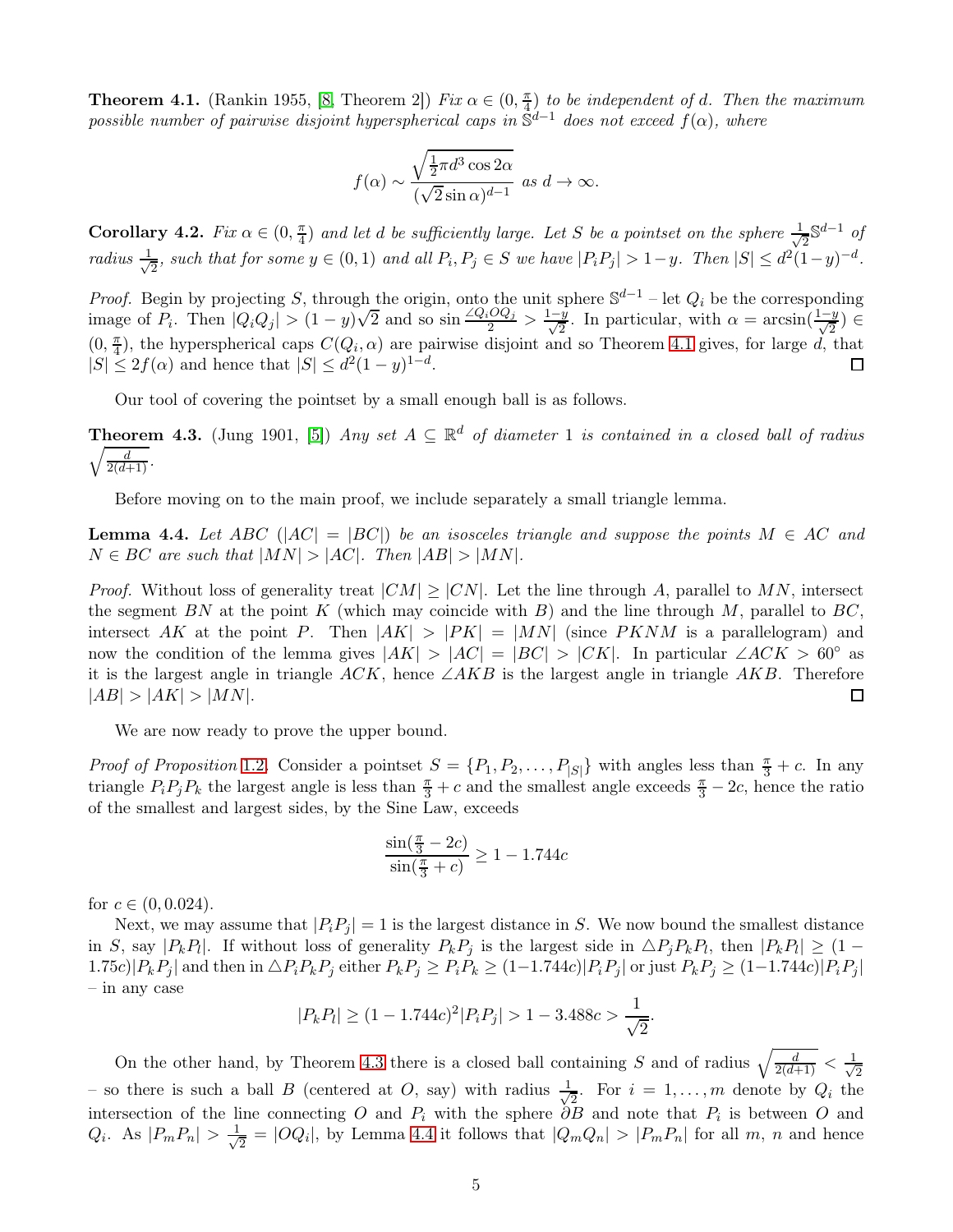**Theorem 4.1.** (Rankin 1955, [8, Theorem 2]) *Fix $\alpha \in (0, \frac{\pi}{4})$ to be independent of $d$. Then the maximum possible number of pairwise disjoint hyperspherical caps in $\mathbb{S}^{d-1}$ does not exceed $f(\alpha)$, where*

$$f(\alpha) \sim \frac{\sqrt{\frac{1}{2}\pi d^3 \cos 2\alpha}}{(\sqrt{2}\sin\alpha)^{d-1}} \text{ as } d \to \infty.$$

**Corollary 4.2.** *Fix $\alpha \in (0, \frac{\pi}{4})$ and let $d$ be sufficiently large. Let $S$ be a pointset on the sphere $\frac{1}{\sqrt{2}}\mathbb{S}^{d-1}$ of radius $\frac{1}{\sqrt{2}}$, such that for some $y \in (0,1)$ and all $P_i, P_j \in S$ we have $|P_iP_j| > 1-y$. Then $|S| \leq d^2(1-y)^{-d}$.*

*Proof.* Begin by projecting $S$, through the origin, onto the unit sphere $\mathbb{S}^{d-1}$ – let $Q_i$ be the corresponding image of $P_i$. Then $|Q_iQ_j| > (1-y)\sqrt{2}$ and so $\sin\frac{\angle Q_iOQ_j}{2} > \frac{1-y}{\sqrt{2}}$. In particular, with $\alpha = \arcsin(\frac{1-y}{\sqrt{2}}) \in (0, \frac{\pi}{4})$, the hyperspherical caps $C(Q_i, \alpha)$ are pairwise disjoint and so Theorem 4.1 gives, for large $d$, that $|S| \leq 2f(\alpha)$ and hence that $|S| \leq d^2(1-y)^{1-d}$. □

Our tool of covering the pointset by a small enough ball is as follows.

**Theorem 4.3.** (Jung 1901, [5]) *Any set $A \subseteq \mathbb{R}^d$ of diameter 1 is contained in a closed ball of radius $\sqrt{\frac{d}{2(d+1)}}$.*

Before moving on to the main proof, we include separately a small triangle lemma.

**Lemma 4.4.** *Let $ABC$ ($|AC| = |BC|$) be an isosceles triangle and suppose the points $M \in AC$ and $N \in BC$ are such that $|MN| > |AC|$. Then $|AB| > |MN|$.*

*Proof.* Without loss of generality treat $|CM| \geq |CN|$. Let the line through $A$, parallel to $MN$, intersect the segment $BN$ at the point $K$ (which may coincide with $B$) and the line through $M$, parallel to $BC$, intersect $AK$ at the point $P$. Then $|AK| > |PK| = |MN|$ (since $PKNM$ is a parallelogram) and now the condition of the lemma gives $|AK| > |AC| = |BC| > |CK|$. In particular $\angle ACK > 60^\circ$ as it is the largest angle in triangle $ACK$, hence $\angle AKB$ is the largest angle in triangle $AKB$. Therefore $|AB| > |AK| > |MN|$. □

We are now ready to prove the upper bound.

*Proof of Proposition 1.2.* Consider a pointset $S = \{P_1, P_2, \ldots, P_{|S|}\}$ with angles less than $\frac{\pi}{3} + c$. In any triangle $P_iP_jP_k$ the largest angle is less than $\frac{\pi}{3} + c$ and the smallest angle exceeds $\frac{\pi}{3} - 2c$, hence the ratio of the smallest and largest sides, by the Sine Law, exceeds

$$\frac{\sin(\frac{\pi}{3} - 2c)}{\sin(\frac{\pi}{3} + c)} \geq 1 - 1.744c$$

for $c \in (0, 0.024)$.

Next, we may assume that $|P_iP_j| = 1$ is the largest distance in $S$. We now bound the smallest distance in $S$, say $|P_kP_l|$. If without loss of generality $P_kP_j$ is the largest side in $\triangle P_jP_kP_l$, then $|P_kP_l| \geq (1 - 1.75c)|P_kP_j|$ and then in $\triangle P_iP_kP_j$ either $P_kP_j \geq P_iP_k \geq (1-1.744c)|P_iP_j|$ or just $P_kP_j \geq (1-1.744c)|P_iP_j|$ – in any case

$$|P_kP_l| \geq (1 - 1.744c)^2|P_iP_j| > 1 - 3.488c > \frac{1}{\sqrt{2}}.$$

On the other hand, by Theorem 4.3 there is a closed ball containing $S$ and of radius $\sqrt{\frac{d}{2(d+1)}} < \frac{1}{\sqrt{2}}$ – so there is such a ball $B$ (centered at $O$, say) with radius $\frac{1}{\sqrt{2}}$. For $i = 1, \ldots, m$ denote by $Q_i$ the intersection of the line connecting $O$ and $P_i$ with the sphere $\partial B$ and note that $P_i$ is between $O$ and $Q_i$. As $|P_mP_n| > \frac{1}{\sqrt{2}} = |OQ_i|$, by Lemma 4.4 it follows that $|Q_mQ_n| > |P_mP_n|$ for all $m$, $n$ and hence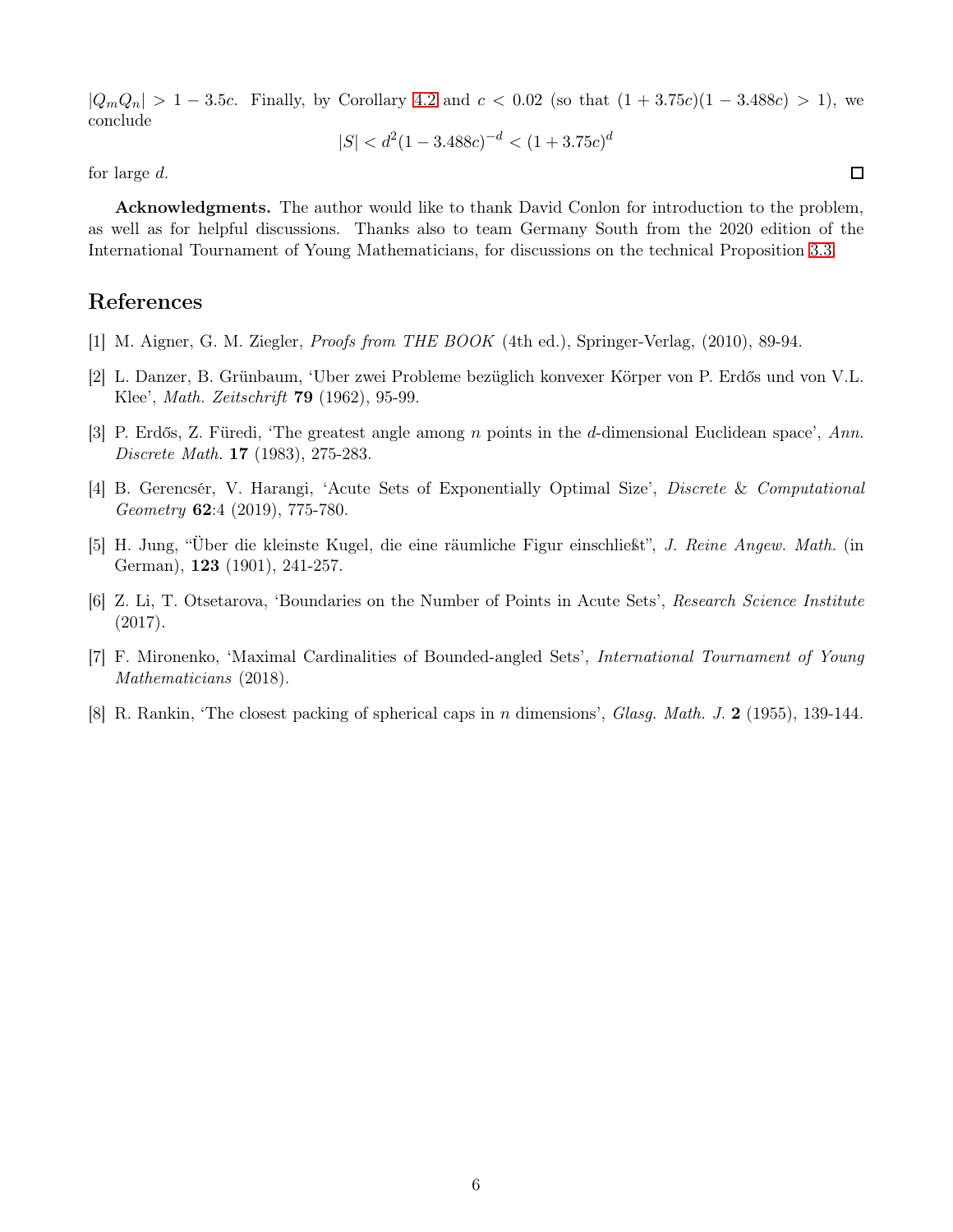$|Q_m Q_n| > 1 - 3.5c$. Finally, by Corollary 4.2 and $c < 0.02$ (so that $(1 + 3.75c)(1 - 3.488c) > 1$), we conclude

$$|S| < d^2(1 - 3.488c)^{-d} < (1 + 3.75c)^d$$

for large $d$. ◻

**Acknowledgments.** The author would like to thank David Conlon for introduction to the problem, as well as for helpful discussions. Thanks also to team Germany South from the 2020 edition of the International Tournament of Young Mathematicians, for discussions on the technical Proposition 3.3.

## References

[1] M. Aigner, G. M. Ziegler, *Proofs from THE BOOK* (4th ed.), Springer-Verlag, (2010), 89-94.

[2] L. Danzer, B. Grünbaum, 'Uber zwei Probleme bezüglich konvexer Körper von P. Erdős und von V.L. Klee', *Math. Zeitschrift* **79** (1962), 95-99.

[3] P. Erdős, Z. Füredi, 'The greatest angle among $n$ points in the $d$-dimensional Euclidean space', *Ann. Discrete Math.* **17** (1983), 275-283.

[4] B. Gerencsér, V. Harangi, 'Acute Sets of Exponentially Optimal Size', *Discrete & Computational Geometry* **62**:4 (2019), 775-780.

[5] H. Jung, "Über die kleinste Kugel, die eine räumliche Figur einschließt", *J. Reine Angew. Math.* (in German), **123** (1901), 241-257.

[6] Z. Li, T. Otsetarova, 'Boundaries on the Number of Points in Acute Sets', *Research Science Institute* (2017).

[7] F. Mironenko, 'Maximal Cardinalities of Bounded-angled Sets', *International Tournament of Young Mathematicians* (2018).

[8] R. Rankin, 'The closest packing of spherical caps in $n$ dimensions', *Glasg. Math. J.* **2** (1955), 139-144.